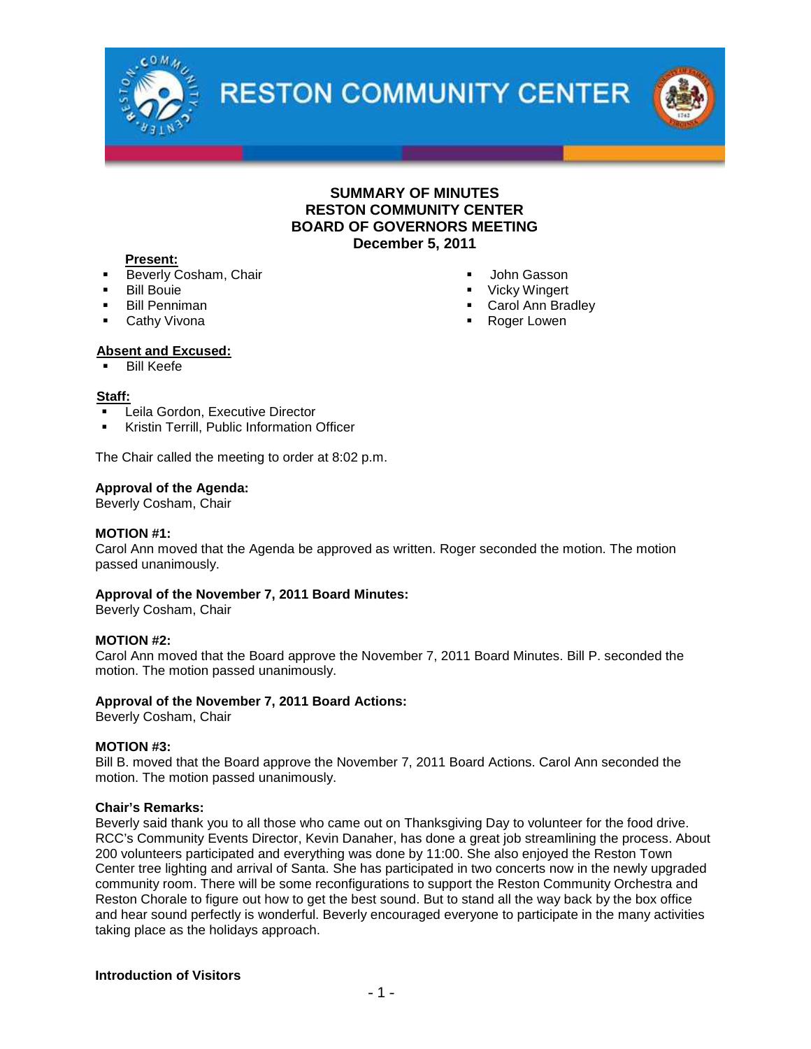# RESTON COMMUNITY CENTER

## SUMMARY OF MINUTES
## RESTON COMMUNITY CENTER
## BOARD OF GOVERNORS MEETING
## December 5, 2011

**Present:**

- Beverly Cosham, Chair
- Bill Bouie
- Bill Penniman
- Cathy Vivona
- John Gasson
- Vicky Wingert
- Carol Ann Bradley
- Roger Lowen

**Absent and Excused:**

- Bill Keefe

**Staff:**

- Leila Gordon, Executive Director
- Kristin Terrill, Public Information Officer

The Chair called the meeting to order at 8:02 p.m.

**Approval of the Agenda:**
Beverly Cosham, Chair

**MOTION #1:**
Carol Ann moved that the Agenda be approved as written. Roger seconded the motion. The motion passed unanimously.

**Approval of the November 7, 2011 Board Minutes:**
Beverly Cosham, Chair

**MOTION #2:**
Carol Ann moved that the Board approve the November 7, 2011 Board Minutes. Bill P. seconded the motion. The motion passed unanimously.

**Approval of the November 7, 2011 Board Actions:**
Beverly Cosham, Chair

**MOTION #3:**
Bill B. moved that the Board approve the November 7, 2011 Board Actions. Carol Ann seconded the motion. The motion passed unanimously.

**Chair's Remarks:**
Beverly said thank you to all those who came out on Thanksgiving Day to volunteer for the food drive. RCC's Community Events Director, Kevin Danaher, has done a great job streamlining the process. About 200 volunteers participated and everything was done by 11:00. She also enjoyed the Reston Town Center tree lighting and arrival of Santa. She has participated in two concerts now in the newly upgraded community room. There will be some reconfigurations to support the Reston Community Orchestra and Reston Chorale to figure out how to get the best sound. But to stand all the way back by the box office and hear sound perfectly is wonderful. Beverly encouraged everyone to participate in the many activities taking place as the holidays approach.

**Introduction of Visitors**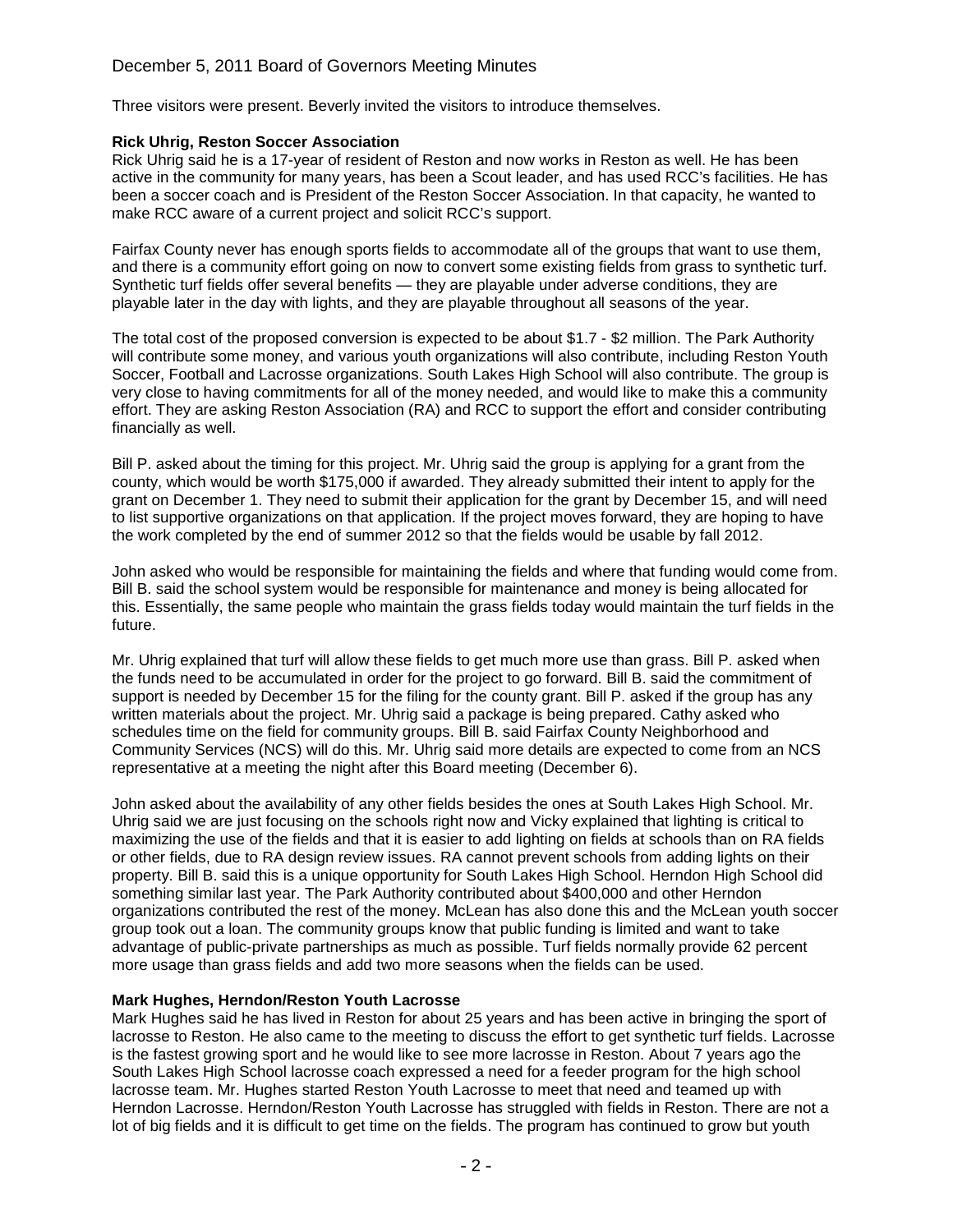Three visitors were present. Beverly invited the visitors to introduce themselves.

**Rick Uhrig, Reston Soccer Association**

Rick Uhrig said he is a 17-year of resident of Reston and now works in Reston as well. He has been active in the community for many years, has been a Scout leader, and has used RCC's facilities. He has been a soccer coach and is President of the Reston Soccer Association. In that capacity, he wanted to make RCC aware of a current project and solicit RCC's support.

Fairfax County never has enough sports fields to accommodate all of the groups that want to use them, and there is a community effort going on now to convert some existing fields from grass to synthetic turf. Synthetic turf fields offer several benefits — they are playable under adverse conditions, they are playable later in the day with lights, and they are playable throughout all seasons of the year.

The total cost of the proposed conversion is expected to be about $1.7 - $2 million. The Park Authority will contribute some money, and various youth organizations will also contribute, including Reston Youth Soccer, Football and Lacrosse organizations. South Lakes High School will also contribute. The group is very close to having commitments for all of the money needed, and would like to make this a community effort. They are asking Reston Association (RA) and RCC to support the effort and consider contributing financially as well.

Bill P. asked about the timing for this project. Mr. Uhrig said the group is applying for a grant from the county, which would be worth $175,000 if awarded. They already submitted their intent to apply for the grant on December 1. They need to submit their application for the grant by December 15, and will need to list supportive organizations on that application. If the project moves forward, they are hoping to have the work completed by the end of summer 2012 so that the fields would be usable by fall 2012.

John asked who would be responsible for maintaining the fields and where that funding would come from. Bill B. said the school system would be responsible for maintenance and money is being allocated for this. Essentially, the same people who maintain the grass fields today would maintain the turf fields in the future.

Mr. Uhrig explained that turf will allow these fields to get much more use than grass. Bill P. asked when the funds need to be accumulated in order for the project to go forward. Bill B. said the commitment of support is needed by December 15 for the filing for the county grant. Bill P. asked if the group has any written materials about the project. Mr. Uhrig said a package is being prepared. Cathy asked who schedules time on the field for community groups. Bill B. said Fairfax County Neighborhood and Community Services (NCS) will do this. Mr. Uhrig said more details are expected to come from an NCS representative at a meeting the night after this Board meeting (December 6).

John asked about the availability of any other fields besides the ones at South Lakes High School. Mr. Uhrig said we are just focusing on the schools right now and Vicky explained that lighting is critical to maximizing the use of the fields and that it is easier to add lighting on fields at schools than on RA fields or other fields, due to RA design review issues. RA cannot prevent schools from adding lights on their property. Bill B. said this is a unique opportunity for South Lakes High School. Herndon High School did something similar last year. The Park Authority contributed about $400,000 and other Herndon organizations contributed the rest of the money. McLean has also done this and the McLean youth soccer group took out a loan. The community groups know that public funding is limited and want to take advantage of public-private partnerships as much as possible. Turf fields normally provide 62 percent more usage than grass fields and add two more seasons when the fields can be used.

**Mark Hughes, Herndon/Reston Youth Lacrosse**

Mark Hughes said he has lived in Reston for about 25 years and has been active in bringing the sport of lacrosse to Reston. He also came to the meeting to discuss the effort to get synthetic turf fields. Lacrosse is the fastest growing sport and he would like to see more lacrosse in Reston. About 7 years ago the South Lakes High School lacrosse coach expressed a need for a feeder program for the high school lacrosse team. Mr. Hughes started Reston Youth Lacrosse to meet that need and teamed up with Herndon Lacrosse. Herndon/Reston Youth Lacrosse has struggled with fields in Reston. There are not a lot of big fields and it is difficult to get time on the fields. The program has continued to grow but youth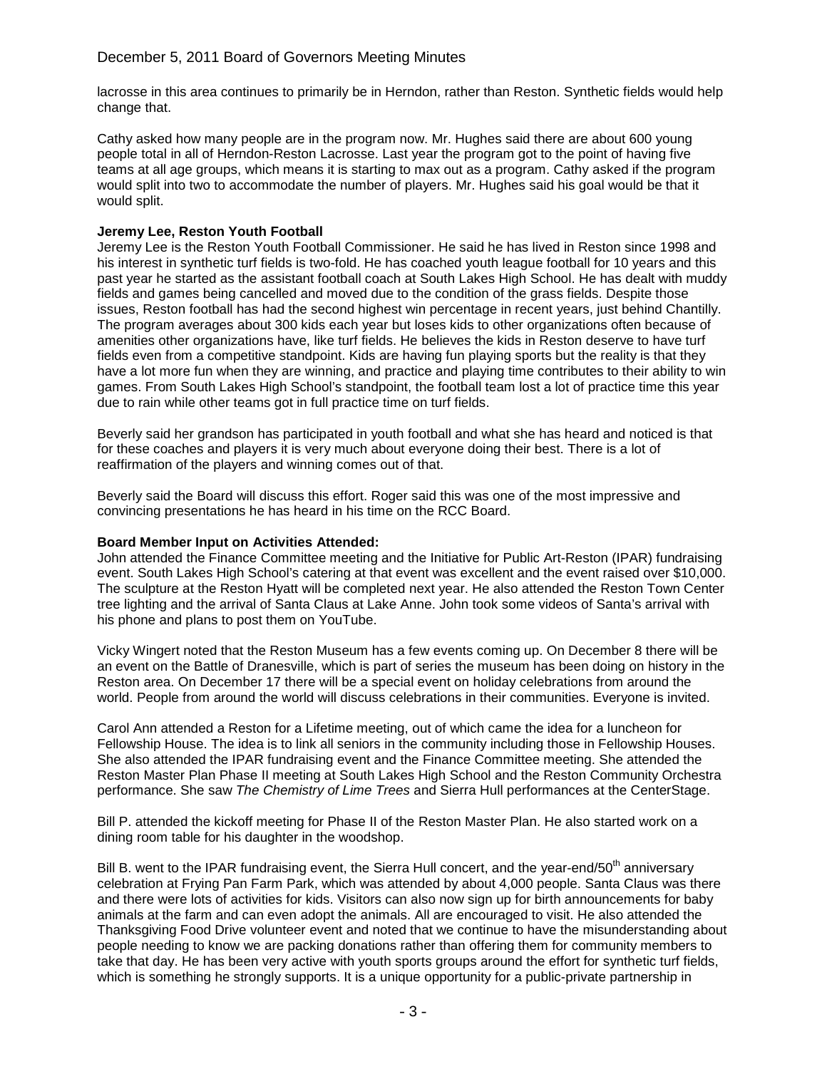lacrosse in this area continues to primarily be in Herndon, rather than Reston. Synthetic fields would help change that.

Cathy asked how many people are in the program now. Mr. Hughes said there are about 600 young people total in all of Herndon-Reston Lacrosse. Last year the program got to the point of having five teams at all age groups, which means it is starting to max out as a program. Cathy asked if the program would split into two to accommodate the number of players. Mr. Hughes said his goal would be that it would split.

**Jeremy Lee, Reston Youth Football**

Jeremy Lee is the Reston Youth Football Commissioner. He said he has lived in Reston since 1998 and his interest in synthetic turf fields is two-fold. He has coached youth league football for 10 years and this past year he started as the assistant football coach at South Lakes High School. He has dealt with muddy fields and games being cancelled and moved due to the condition of the grass fields. Despite those issues, Reston football has had the second highest win percentage in recent years, just behind Chantilly. The program averages about 300 kids each year but loses kids to other organizations often because of amenities other organizations have, like turf fields. He believes the kids in Reston deserve to have turf fields even from a competitive standpoint. Kids are having fun playing sports but the reality is that they have a lot more fun when they are winning, and practice and playing time contributes to their ability to win games. From South Lakes High School's standpoint, the football team lost a lot of practice time this year due to rain while other teams got in full practice time on turf fields.

Beverly said her grandson has participated in youth football and what she has heard and noticed is that for these coaches and players it is very much about everyone doing their best. There is a lot of reaffirmation of the players and winning comes out of that.

Beverly said the Board will discuss this effort. Roger said this was one of the most impressive and convincing presentations he has heard in his time on the RCC Board.

**Board Member Input on Activities Attended:**

John attended the Finance Committee meeting and the Initiative for Public Art-Reston (IPAR) fundraising event. South Lakes High School's catering at that event was excellent and the event raised over $10,000. The sculpture at the Reston Hyatt will be completed next year. He also attended the Reston Town Center tree lighting and the arrival of Santa Claus at Lake Anne. John took some videos of Santa's arrival with his phone and plans to post them on YouTube.

Vicky Wingert noted that the Reston Museum has a few events coming up. On December 8 there will be an event on the Battle of Dranesville, which is part of series the museum has been doing on history in the Reston area. On December 17 there will be a special event on holiday celebrations from around the world. People from around the world will discuss celebrations in their communities. Everyone is invited.

Carol Ann attended a Reston for a Lifetime meeting, out of which came the idea for a luncheon for Fellowship House. The idea is to link all seniors in the community including those in Fellowship Houses. She also attended the IPAR fundraising event and the Finance Committee meeting. She attended the Reston Master Plan Phase II meeting at South Lakes High School and the Reston Community Orchestra performance. She saw *The Chemistry of Lime Trees* and Sierra Hull performances at the CenterStage.

Bill P. attended the kickoff meeting for Phase II of the Reston Master Plan. He also started work on a dining room table for his daughter in the woodshop.

Bill B. went to the IPAR fundraising event, the Sierra Hull concert, and the year-end/50th anniversary celebration at Frying Pan Farm Park, which was attended by about 4,000 people. Santa Claus was there and there were lots of activities for kids. Visitors can also now sign up for birth announcements for baby animals at the farm and can even adopt the animals. All are encouraged to visit. He also attended the Thanksgiving Food Drive volunteer event and noted that we continue to have the misunderstanding about people needing to know we are packing donations rather than offering them for community members to take that day. He has been very active with youth sports groups around the effort for synthetic turf fields, which is something he strongly supports. It is a unique opportunity for a public-private partnership in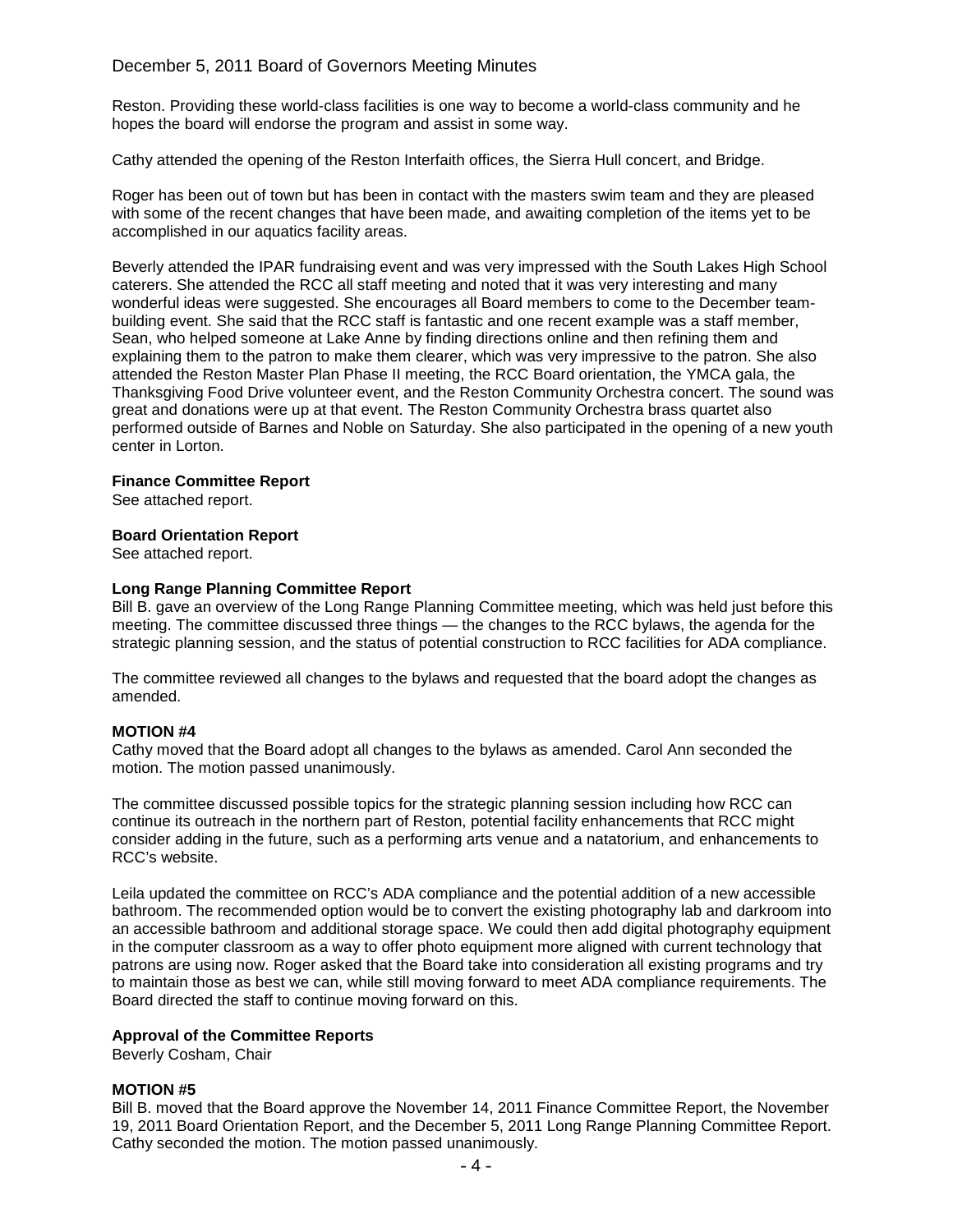Reston. Providing these world-class facilities is one way to become a world-class community and he hopes the board will endorse the program and assist in some way.

Cathy attended the opening of the Reston Interfaith offices, the Sierra Hull concert, and Bridge.

Roger has been out of town but has been in contact with the masters swim team and they are pleased with some of the recent changes that have been made, and awaiting completion of the items yet to be accomplished in our aquatics facility areas.

Beverly attended the IPAR fundraising event and was very impressed with the South Lakes High School caterers. She attended the RCC all staff meeting and noted that it was very interesting and many wonderful ideas were suggested. She encourages all Board members to come to the December team-building event. She said that the RCC staff is fantastic and one recent example was a staff member, Sean, who helped someone at Lake Anne by finding directions online and then refining them and explaining them to the patron to make them clearer, which was very impressive to the patron. She also attended the Reston Master Plan Phase II meeting, the RCC Board orientation, the YMCA gala, the Thanksgiving Food Drive volunteer event, and the Reston Community Orchestra concert. The sound was great and donations were up at that event. The Reston Community Orchestra brass quartet also performed outside of Barnes and Noble on Saturday. She also participated in the opening of a new youth center in Lorton.

**Finance Committee Report**
See attached report.

**Board Orientation Report**
See attached report.

**Long Range Planning Committee Report**
Bill B. gave an overview of the Long Range Planning Committee meeting, which was held just before this meeting. The committee discussed three things — the changes to the RCC bylaws, the agenda for the strategic planning session, and the status of potential construction to RCC facilities for ADA compliance.

The committee reviewed all changes to the bylaws and requested that the board adopt the changes as amended.

**MOTION #4**
Cathy moved that the Board adopt all changes to the bylaws as amended. Carol Ann seconded the motion. The motion passed unanimously.

The committee discussed possible topics for the strategic planning session including how RCC can continue its outreach in the northern part of Reston, potential facility enhancements that RCC might consider adding in the future, such as a performing arts venue and a natatorium, and enhancements to RCC's website.

Leila updated the committee on RCC's ADA compliance and the potential addition of a new accessible bathroom. The recommended option would be to convert the existing photography lab and darkroom into an accessible bathroom and additional storage space. We could then add digital photography equipment in the computer classroom as a way to offer photo equipment more aligned with current technology that patrons are using now. Roger asked that the Board take into consideration all existing programs and try to maintain those as best we can, while still moving forward to meet ADA compliance requirements. The Board directed the staff to continue moving forward on this.

**Approval of the Committee Reports**
Beverly Cosham, Chair

**MOTION #5**
Bill B. moved that the Board approve the November 14, 2011 Finance Committee Report, the November 19, 2011 Board Orientation Report, and the December 5, 2011 Long Range Planning Committee Report. Cathy seconded the motion. The motion passed unanimously.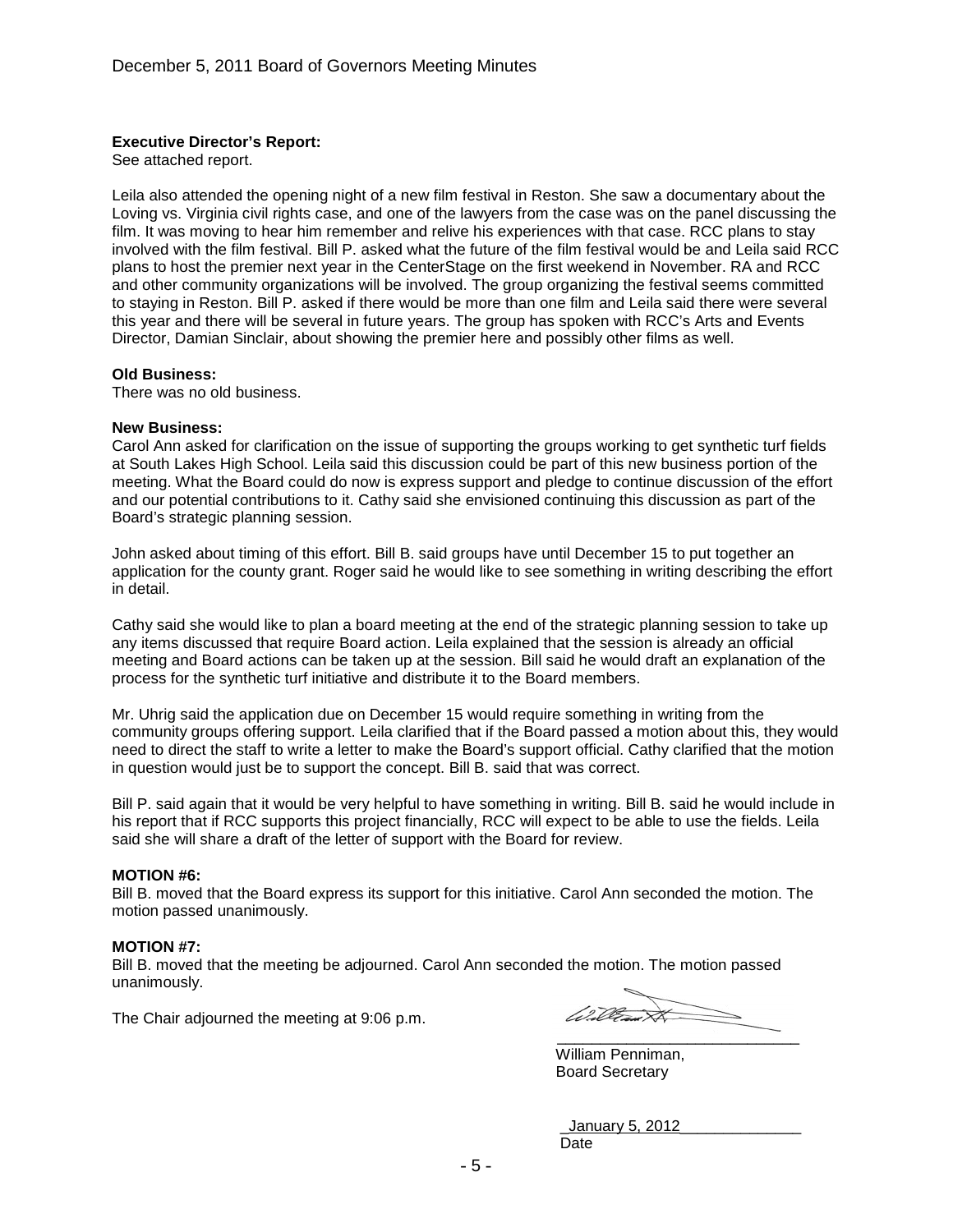**Executive Director's Report:**
See attached report.

Leila also attended the opening night of a new film festival in Reston. She saw a documentary about the Loving vs. Virginia civil rights case, and one of the lawyers from the case was on the panel discussing the film. It was moving to hear him remember and relive his experiences with that case. RCC plans to stay involved with the film festival. Bill P. asked what the future of the film festival would be and Leila said RCC plans to host the premier next year in the CenterStage on the first weekend in November. RA and RCC and other community organizations will be involved. The group organizing the festival seems committed to staying in Reston. Bill P. asked if there would be more than one film and Leila said there were several this year and there will be several in future years. The group has spoken with RCC's Arts and Events Director, Damian Sinclair, about showing the premier here and possibly other films as well.

**Old Business:**
There was no old business.

**New Business:**
Carol Ann asked for clarification on the issue of supporting the groups working to get synthetic turf fields at South Lakes High School. Leila said this discussion could be part of this new business portion of the meeting. What the Board could do now is express support and pledge to continue discussion of the effort and our potential contributions to it. Cathy said she envisioned continuing this discussion as part of the Board's strategic planning session.

John asked about timing of this effort. Bill B. said groups have until December 15 to put together an application for the county grant. Roger said he would like to see something in writing describing the effort in detail.

Cathy said she would like to plan a board meeting at the end of the strategic planning session to take up any items discussed that require Board action. Leila explained that the session is already an official meeting and Board actions can be taken up at the session. Bill said he would draft an explanation of the process for the synthetic turf initiative and distribute it to the Board members.

Mr. Uhrig said the application due on December 15 would require something in writing from the community groups offering support. Leila clarified that if the Board passed a motion about this, they would need to direct the staff to write a letter to make the Board's support official. Cathy clarified that the motion in question would just be to support the concept. Bill B. said that was correct.

Bill P. said again that it would be very helpful to have something in writing. Bill B. said he would include in his report that if RCC supports this project financially, RCC will expect to be able to use the fields. Leila said she will share a draft of the letter of support with the Board for review.

**MOTION #6:**
Bill B. moved that the Board express its support for this initiative. Carol Ann seconded the motion. The motion passed unanimously.

**MOTION #7:**
Bill B. moved that the meeting be adjourned. Carol Ann seconded the motion. The motion passed unanimously.

The Chair adjourned the meeting at 9:06 p.m.

William Penniman,
Board Secretary

January 5, 2012
Date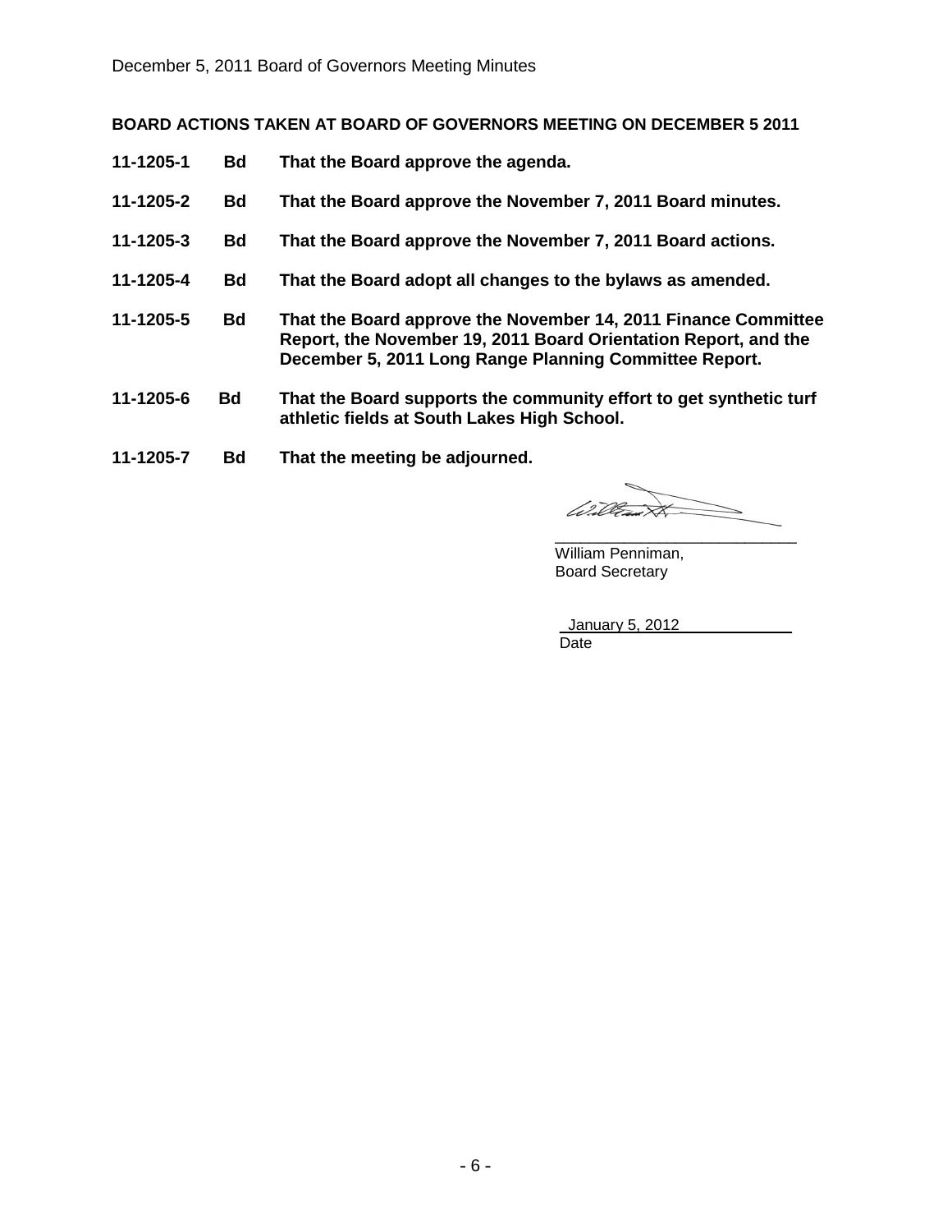**BOARD ACTIONS TAKEN AT BOARD OF GOVERNORS MEETING ON DECEMBER 5 2011**

| | | |
|---|---|---|
| **11-1205-1** | **Bd** | **That the Board approve the agenda.** |
| **11-1205-2** | **Bd** | **That the Board approve the November 7, 2011 Board minutes.** |
| **11-1205-3** | **Bd** | **That the Board approve the November 7, 2011 Board actions.** |
| **11-1205-4** | **Bd** | **That the Board adopt all changes to the bylaws as amended.** |
| **11-1205-5** | **Bd** | **That the Board approve the November 14, 2011 Finance Committee Report, the November 19, 2011 Board Orientation Report, and the December 5, 2011 Long Range Planning Committee Report.** |
| **11-1205-6** | **Bd** | **That the Board supports the community effort to get synthetic turf athletic fields at South Lakes High School.** |
| **11-1205-7** | **Bd** | **That the meeting be adjourned.** |

\_\_\_\_\_\_\_\_\_\_\_\_\_\_\_\_\_\_\_\_\_\_\_\_\_\_\_\_
William Penniman,
Board Secretary

January 5, 2012
Date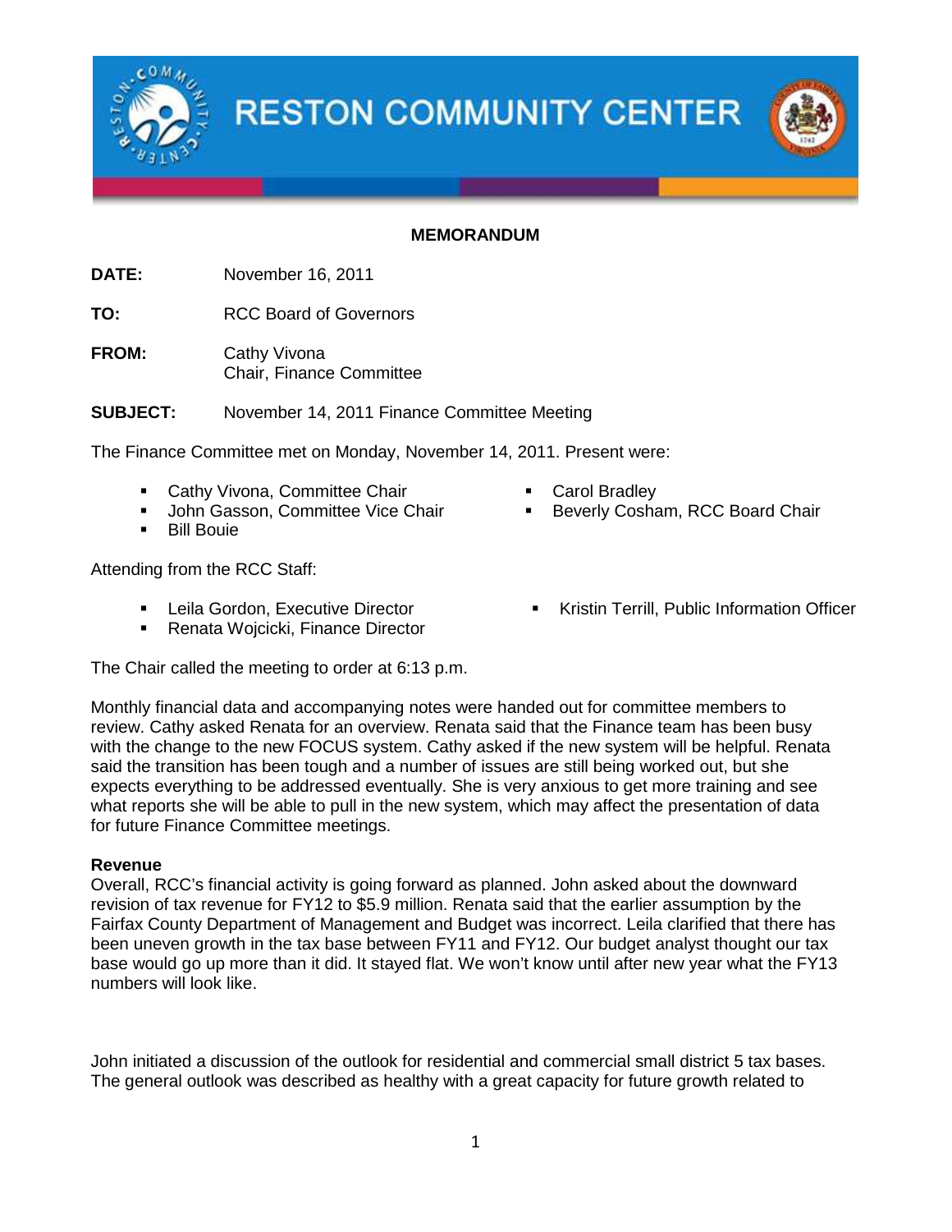# RESTON COMMUNITY CENTER

**MEMORANDUM**

**DATE:** November 16, 2011

**TO:** RCC Board of Governors

**FROM:** Cathy Vivona
Chair, Finance Committee

**SUBJECT:** November 14, 2011 Finance Committee Meeting

The Finance Committee met on Monday, November 14, 2011. Present were:

- Cathy Vivona, Committee Chair
- John Gasson, Committee Vice Chair
- Bill Bouie
- Carol Bradley
- Beverly Cosham, RCC Board Chair

Attending from the RCC Staff:

- Leila Gordon, Executive Director
- Renata Wojcicki, Finance Director
- Kristin Terrill, Public Information Officer

The Chair called the meeting to order at 6:13 p.m.

Monthly financial data and accompanying notes were handed out for committee members to review. Cathy asked Renata for an overview. Renata said that the Finance team has been busy with the change to the new FOCUS system. Cathy asked if the new system will be helpful. Renata said the transition has been tough and a number of issues are still being worked out, but she expects everything to be addressed eventually. She is very anxious to get more training and see what reports she will be able to pull in the new system, which may affect the presentation of data for future Finance Committee meetings.

**Revenue**
Overall, RCC's financial activity is going forward as planned. John asked about the downward revision of tax revenue for FY12 to $5.9 million. Renata said that the earlier assumption by the Fairfax County Department of Management and Budget was incorrect. Leila clarified that there has been uneven growth in the tax base between FY11 and FY12. Our budget analyst thought our tax base would go up more than it did. It stayed flat. We won't know until after new year what the FY13 numbers will look like.

John initiated a discussion of the outlook for residential and commercial small district 5 tax bases. The general outlook was described as healthy with a great capacity for future growth related to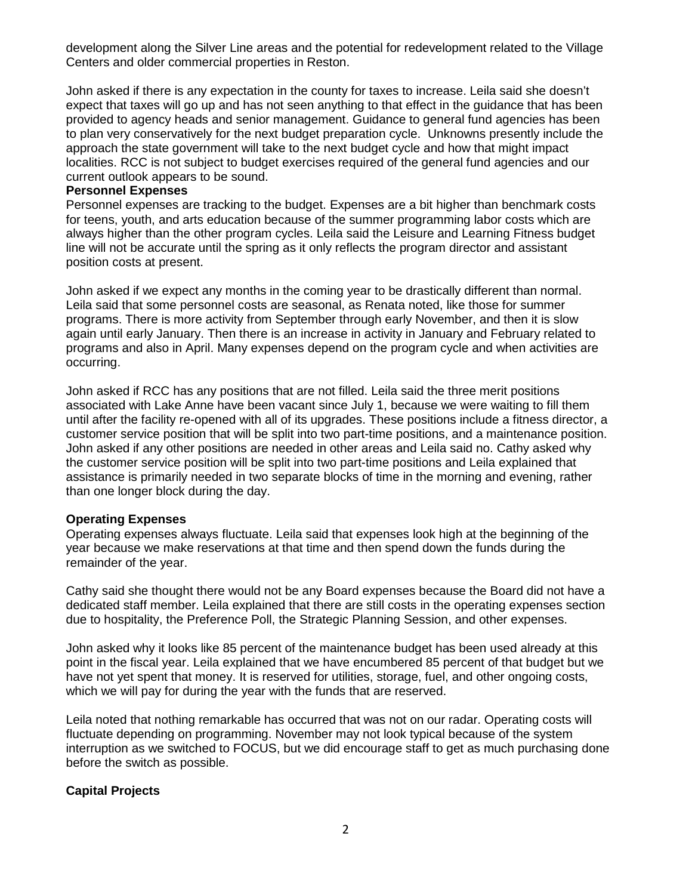development along the Silver Line areas and the potential for redevelopment related to the Village Centers and older commercial properties in Reston.

John asked if there is any expectation in the county for taxes to increase. Leila said she doesn't expect that taxes will go up and has not seen anything to that effect in the guidance that has been provided to agency heads and senior management. Guidance to general fund agencies has been to plan very conservatively for the next budget preparation cycle. Unknowns presently include the approach the state government will take to the next budget cycle and how that might impact localities. RCC is not subject to budget exercises required of the general fund agencies and our current outlook appears to be sound.

**Personnel Expenses**

Personnel expenses are tracking to the budget. Expenses are a bit higher than benchmark costs for teens, youth, and arts education because of the summer programming labor costs which are always higher than the other program cycles. Leila said the Leisure and Learning Fitness budget line will not be accurate until the spring as it only reflects the program director and assistant position costs at present.

John asked if we expect any months in the coming year to be drastically different than normal. Leila said that some personnel costs are seasonal, as Renata noted, like those for summer programs. There is more activity from September through early November, and then it is slow again until early January. Then there is an increase in activity in January and February related to programs and also in April. Many expenses depend on the program cycle and when activities are occurring.

John asked if RCC has any positions that are not filled. Leila said the three merit positions associated with Lake Anne have been vacant since July 1, because we were waiting to fill them until after the facility re-opened with all of its upgrades. These positions include a fitness director, a customer service position that will be split into two part-time positions, and a maintenance position. John asked if any other positions are needed in other areas and Leila said no. Cathy asked why the customer service position will be split into two part-time positions and Leila explained that assistance is primarily needed in two separate blocks of time in the morning and evening, rather than one longer block during the day.

**Operating Expenses**

Operating expenses always fluctuate. Leila said that expenses look high at the beginning of the year because we make reservations at that time and then spend down the funds during the remainder of the year.

Cathy said she thought there would not be any Board expenses because the Board did not have a dedicated staff member. Leila explained that there are still costs in the operating expenses section due to hospitality, the Preference Poll, the Strategic Planning Session, and other expenses.

John asked why it looks like 85 percent of the maintenance budget has been used already at this point in the fiscal year. Leila explained that we have encumbered 85 percent of that budget but we have not yet spent that money. It is reserved for utilities, storage, fuel, and other ongoing costs, which we will pay for during the year with the funds that are reserved.

Leila noted that nothing remarkable has occurred that was not on our radar. Operating costs will fluctuate depending on programming. November may not look typical because of the system interruption as we switched to FOCUS, but we did encourage staff to get as much purchasing done before the switch as possible.

**Capital Projects**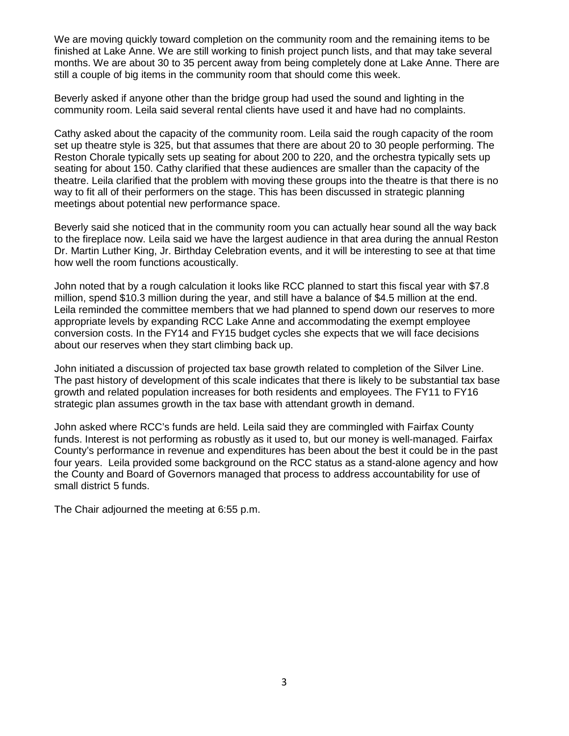We are moving quickly toward completion on the community room and the remaining items to be finished at Lake Anne. We are still working to finish project punch lists, and that may take several months. We are about 30 to 35 percent away from being completely done at Lake Anne. There are still a couple of big items in the community room that should come this week.

Beverly asked if anyone other than the bridge group had used the sound and lighting in the community room. Leila said several rental clients have used it and have had no complaints.

Cathy asked about the capacity of the community room. Leila said the rough capacity of the room set up theatre style is 325, but that assumes that there are about 20 to 30 people performing. The Reston Chorale typically sets up seating for about 200 to 220, and the orchestra typically sets up seating for about 150. Cathy clarified that these audiences are smaller than the capacity of the theatre. Leila clarified that the problem with moving these groups into the theatre is that there is no way to fit all of their performers on the stage. This has been discussed in strategic planning meetings about potential new performance space.

Beverly said she noticed that in the community room you can actually hear sound all the way back to the fireplace now. Leila said we have the largest audience in that area during the annual Reston Dr. Martin Luther King, Jr. Birthday Celebration events, and it will be interesting to see at that time how well the room functions acoustically.

John noted that by a rough calculation it looks like RCC planned to start this fiscal year with $7.8 million, spend $10.3 million during the year, and still have a balance of $4.5 million at the end. Leila reminded the committee members that we had planned to spend down our reserves to more appropriate levels by expanding RCC Lake Anne and accommodating the exempt employee conversion costs. In the FY14 and FY15 budget cycles she expects that we will face decisions about our reserves when they start climbing back up.

John initiated a discussion of projected tax base growth related to completion of the Silver Line. The past history of development of this scale indicates that there is likely to be substantial tax base growth and related population increases for both residents and employees. The FY11 to FY16 strategic plan assumes growth in the tax base with attendant growth in demand.

John asked where RCC's funds are held. Leila said they are commingled with Fairfax County funds. Interest is not performing as robustly as it used to, but our money is well-managed. Fairfax County's performance in revenue and expenditures has been about the best it could be in the past four years. Leila provided some background on the RCC status as a stand-alone agency and how the County and Board of Governors managed that process to address accountability for use of small district 5 funds.

The Chair adjourned the meeting at 6:55 p.m.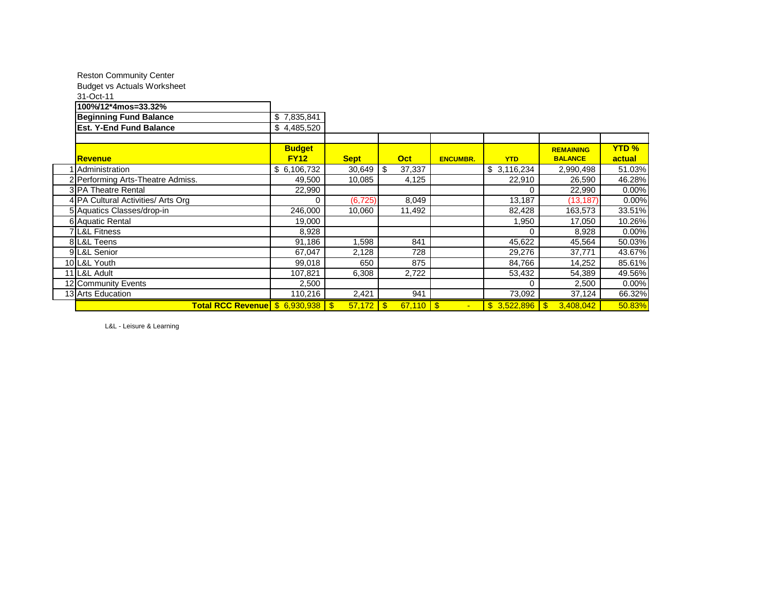Reston Community Center
Budget vs Actuals Worksheet
31-Oct-11

| **100%/12*4mos=33.32%** | |
|---|---|
| **Beginning Fund Balance** | $ 7,835,841 |
| **Est. Y-End Fund Balance** | $ 4,485,520 |

| | **Revenue** | **Budget FY12** | **Sept** | **Oct** | **ENCUMBR.** | **YTD** | **REMAINING BALANCE** | **YTD % actual** |
|---|---|---|---|---|---|---|---|---|
| 1 | Administration | $ 6,106,732 | 30,649 | $ 37,337 | | $ 3,116,234 | 2,990,498 | 51.03% |
| 2 | Performing Arts-Theatre Admiss. | 49,500 | 10,085 | 4,125 | | 22,910 | 26,590 | 46.28% |
| 3 | PA Theatre Rental | 22,990 | | | | 0 | 22,990 | 0.00% |
| 4 | PA Cultural Activities/ Arts Org | 0 | (6,725) | 8,049 | | 13,187 | (13,187) | 0.00% |
| 5 | Aquatics Classes/drop-in | 246,000 | 10,060 | 11,492 | | 82,428 | 163,573 | 33.51% |
| 6 | Aquatic Rental | 19,000 | | | | 1,950 | 17,050 | 10.26% |
| 7 | L&L Fitness | 8,928 | | | | 0 | 8,928 | 0.00% |
| 8 | L&L Teens | 91,186 | 1,598 | 841 | | 45,622 | 45,564 | 50.03% |
| 9 | L&L Senior | 67,047 | 2,128 | 728 | | 29,276 | 37,771 | 43.67% |
| 10 | L&L Youth | 99,018 | 650 | 875 | | 84,766 | 14,252 | 85.61% |
| 11 | L&L Adult | 107,821 | 6,308 | 2,722 | | 53,432 | 54,389 | 49.56% |
| 12 | Community Events | 2,500 | | | | 0 | 2,500 | 0.00% |
| 13 | Arts Education | 110,216 | 2,421 | 941 | | 73,092 | 37,124 | 66.32% |
| | **Total RCC Revenue** | $ 6,930,938 | $ 57,172 | $ 67,110 | $ - | $ 3,522,896 | $ 3,408,042 | 50.83% |

L&L - Leisure & Learning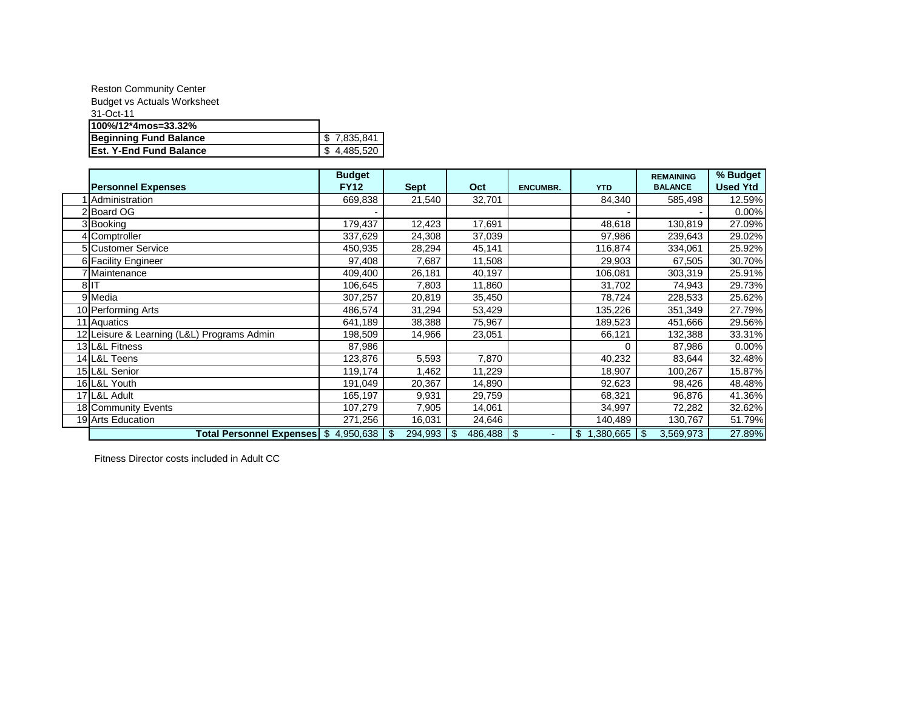Reston Community Center
Budget vs Actuals Worksheet
31-Oct-11

| **100%/12*4mos=33.32%** | |
|---|---|
| **Beginning Fund Balance** | $ 7,835,841 |
| **Est. Y-End Fund Balance** | $ 4,485,520 |

| | **Personnel Expenses** | **Budget FY12** | **Sept** | **Oct** | **ENCUMBR.** | **YTD** | **REMAINING BALANCE** | **% Budget Used Ytd** |
|---|---|---|---|---|---|---|---|---|
| 1 | Administration | 669,838 | 21,540 | 32,701 | | 84,340 | 585,498 | 12.59% |
| 2 | Board OG | - | | | | - | - | 0.00% |
| 3 | Booking | 179,437 | 12,423 | 17,691 | | 48,618 | 130,819 | 27.09% |
| 4 | Comptroller | 337,629 | 24,308 | 37,039 | | 97,986 | 239,643 | 29.02% |
| 5 | Customer Service | 450,935 | 28,294 | 45,141 | | 116,874 | 334,061 | 25.92% |
| 6 | Facility Engineer | 97,408 | 7,687 | 11,508 | | 29,903 | 67,505 | 30.70% |
| 7 | Maintenance | 409,400 | 26,181 | 40,197 | | 106,081 | 303,319 | 25.91% |
| 8 | IT | 106,645 | 7,803 | 11,860 | | 31,702 | 74,943 | 29.73% |
| 9 | Media | 307,257 | 20,819 | 35,450 | | 78,724 | 228,533 | 25.62% |
| 10 | Performing Arts | 486,574 | 31,294 | 53,429 | | 135,226 | 351,349 | 27.79% |
| 11 | Aquatics | 641,189 | 38,388 | 75,967 | | 189,523 | 451,666 | 29.56% |
| 12 | Leisure & Learning (L&L) Programs Admin | 198,509 | 14,966 | 23,051 | | 66,121 | 132,388 | 33.31% |
| 13 | L&L Fitness | 87,986 | | | | 0 | 87,986 | 0.00% |
| 14 | L&L Teens | 123,876 | 5,593 | 7,870 | | 40,232 | 83,644 | 32.48% |
| 15 | L&L Senior | 119,174 | 1,462 | 11,229 | | 18,907 | 100,267 | 15.87% |
| 16 | L&L Youth | 191,049 | 20,367 | 14,890 | | 92,623 | 98,426 | 48.48% |
| 17 | L&L Adult | 165,197 | 9,931 | 29,759 | | 68,321 | 96,876 | 41.36% |
| 18 | Community Events | 107,279 | 7,905 | 14,061 | | 34,997 | 72,282 | 32.62% |
| 19 | Arts Education | 271,256 | 16,031 | 24,646 | | 140,489 | 130,767 | 51.79% |
| | **Total Personnel Expenses** | $ 4,950,638 | $ 294,993 | $ 486,488 | $ - | $ 1,380,665 | $ 3,569,973 | 27.89% |

Fitness Director costs included in Adult CC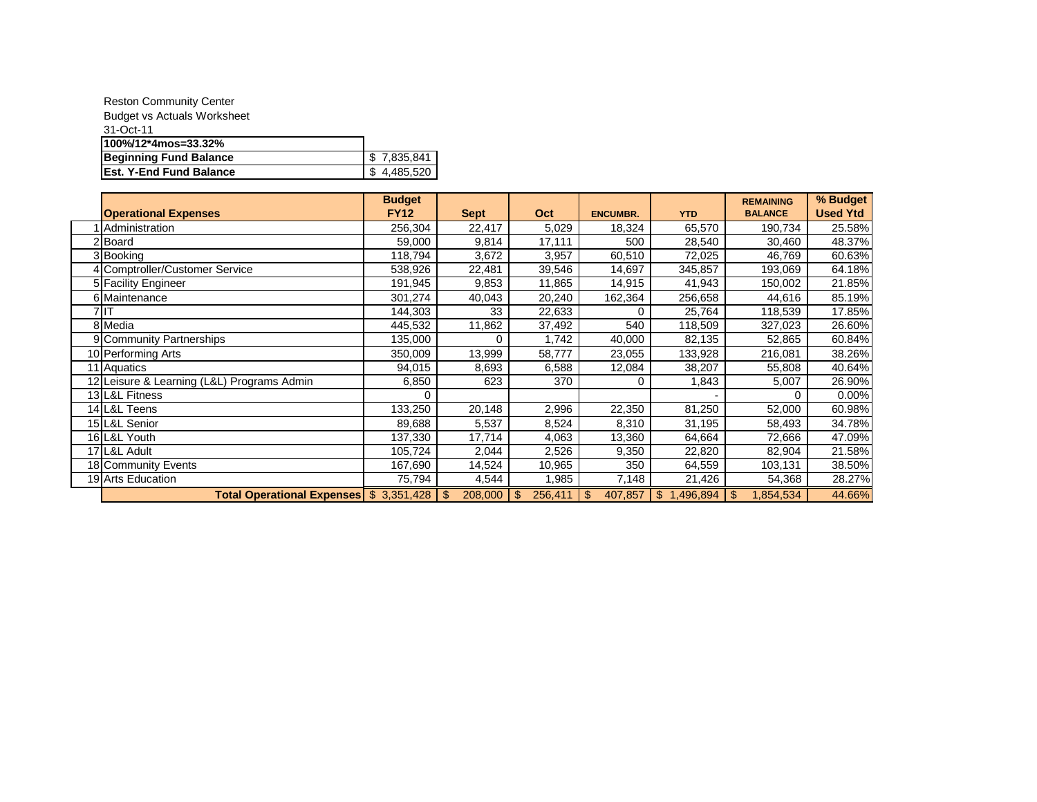Reston Community Center

Budget vs Actuals Worksheet

31-Oct-11

| **100%/12*4mos=33.32%** | |
|---|---|
| **Beginning Fund Balance** | $ 7,835,841 |
| **Est. Y-End Fund Balance** | $ 4,485,520 |

| | **Operational Expenses** | **Budget FY12** | **Sept** | **Oct** | **ENCUMBR.** | **YTD** | **REMAINING BALANCE** | **% Budget Used Ytd** |
|---|---|---|---|---|---|---|---|---|
| 1 | Administration | 256,304 | 22,417 | 5,029 | 18,324 | 65,570 | 190,734 | 25.58% |
| 2 | Board | 59,000 | 9,814 | 17,111 | 500 | 28,540 | 30,460 | 48.37% |
| 3 | Booking | 118,794 | 3,672 | 3,957 | 60,510 | 72,025 | 46,769 | 60.63% |
| 4 | Comptroller/Customer Service | 538,926 | 22,481 | 39,546 | 14,697 | 345,857 | 193,069 | 64.18% |
| 5 | Facility Engineer | 191,945 | 9,853 | 11,865 | 14,915 | 41,943 | 150,002 | 21.85% |
| 6 | Maintenance | 301,274 | 40,043 | 20,240 | 162,364 | 256,658 | 44,616 | 85.19% |
| 7 | IT | 144,303 | 33 | 22,633 | 0 | 25,764 | 118,539 | 17.85% |
| 8 | Media | 445,532 | 11,862 | 37,492 | 540 | 118,509 | 327,023 | 26.60% |
| 9 | Community Partnerships | 135,000 | 0 | 1,742 | 40,000 | 82,135 | 52,865 | 60.84% |
| 10 | Performing Arts | 350,009 | 13,999 | 58,777 | 23,055 | 133,928 | 216,081 | 38.26% |
| 11 | Aquatics | 94,015 | 8,693 | 6,588 | 12,084 | 38,207 | 55,808 | 40.64% |
| 12 | Leisure & Learning (L&L) Programs Admin | 6,850 | 623 | 370 | 0 | 1,843 | 5,007 | 26.90% |
| 13 | L&L Fitness | 0 | | | | - | 0 | 0.00% |
| 14 | L&L Teens | 133,250 | 20,148 | 2,996 | 22,350 | 81,250 | 52,000 | 60.98% |
| 15 | L&L Senior | 89,688 | 5,537 | 8,524 | 8,310 | 31,195 | 58,493 | 34.78% |
| 16 | L&L Youth | 137,330 | 17,714 | 4,063 | 13,360 | 64,664 | 72,666 | 47.09% |
| 17 | L&L Adult | 105,724 | 2,044 | 2,526 | 9,350 | 22,820 | 82,904 | 21.58% |
| 18 | Community Events | 167,690 | 14,524 | 10,965 | 350 | 64,559 | 103,131 | 38.50% |
| 19 | Arts Education | 75,794 | 4,544 | 1,985 | 7,148 | 21,426 | 54,368 | 28.27% |
| | **Total Operational Expenses** | $ 3,351,428 | $ 208,000 | $ 256,411 | $ 407,857 | $ 1,496,894 | $ 1,854,534 | 44.66% |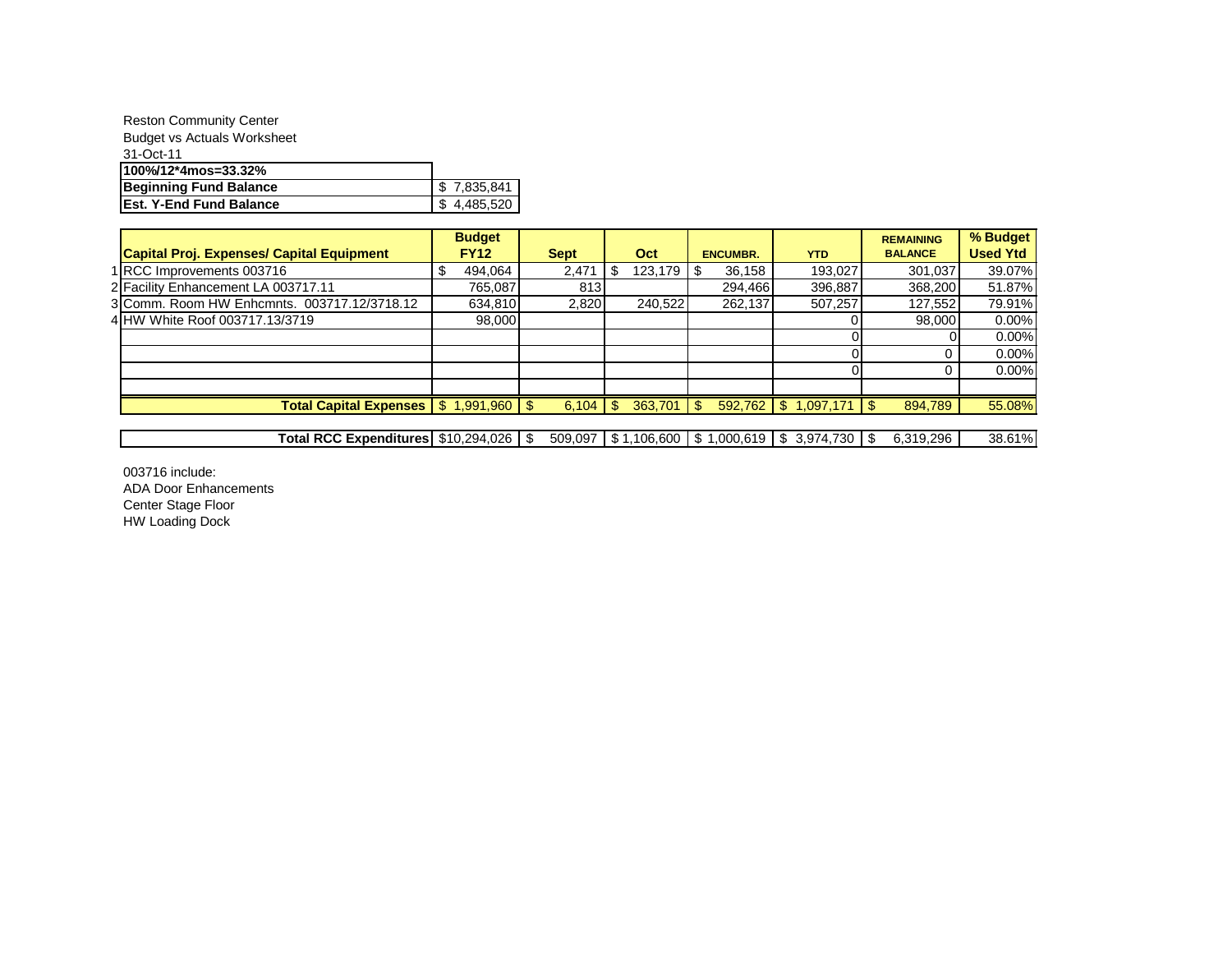Reston Community Center

Budget vs Actuals Worksheet

31-Oct-11

| 100%/12*4mos=33.32% | |
|---|---|
| Beginning Fund Balance | $ 7,835,841 |
| Est. Y-End Fund Balance | $ 4,485,520 |

| | Capital Proj. Expenses/ Capital Equipment | Budget FY12 | Sept | Oct | ENCUMBR. | YTD | REMAINING BALANCE | % Budget Used Ytd |
|---|---|---|---|---|---|---|---|---|
| 1 | RCC Improvements 003716 | $ 494,064 | 2,471 | $ 123,179 | $ 36,158 | 193,027 | 301,037 | 39.07% |
| 2 | Facility Enhancement LA 003717.11 | 765,087 | 813 | | 294,466 | 396,887 | 368,200 | 51.87% |
| 3 | Comm. Room HW Enhcmnts. 003717.12/3718.12 | 634,810 | 2,820 | 240,522 | 262,137 | 507,257 | 127,552 | 79.91% |
| 4 | HW White Roof 003717.13/3719 | 98,000 | | | | 0 | 98,000 | 0.00% |
| | | | | | | 0 | 0 | 0.00% |
| | | | | | | 0 | 0 | 0.00% |
| | | | | | | 0 | 0 | 0.00% |
| | | | | | | | | |
| | **Total Capital Expenses** | $ 1,991,960 | $ 6,104 | $ 363,701 | $ 592,762 | $ 1,097,171 | $ 894,789 | 55.08% |
| | | | | | | | | |
| | **Total RCC Expenditures** | $10,294,026 | $ 509,097 | $ 1,106,600 | $ 1,000,619 | $ 3,974,730 | $ 6,319,296 | 38.61% |

003716 include:

ADA Door Enhancements

Center Stage Floor

HW Loading Dock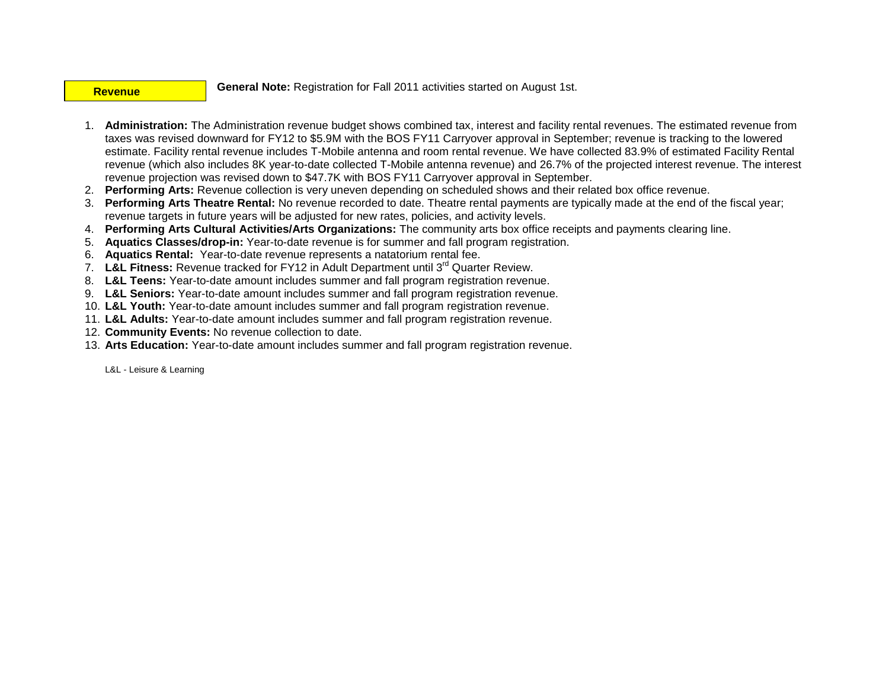**Revenue**

**General Note:** Registration for Fall 2011 activities started on August 1st.

1. **Administration:** The Administration revenue budget shows combined tax, interest and facility rental revenues. The estimated revenue from taxes was revised downward for FY12 to $5.9M with the BOS FY11 Carryover approval in September; revenue is tracking to the lowered estimate. Facility rental revenue includes T-Mobile antenna and room rental revenue. We have collected 83.9% of estimated Facility Rental revenue (which also includes 8K year-to-date collected T-Mobile antenna revenue) and 26.7% of the projected interest revenue. The interest revenue projection was revised down to $47.7K with BOS FY11 Carryover approval in September.
2. **Performing Arts:** Revenue collection is very uneven depending on scheduled shows and their related box office revenue.
3. **Performing Arts Theatre Rental:** No revenue recorded to date. Theatre rental payments are typically made at the end of the fiscal year; revenue targets in future years will be adjusted for new rates, policies, and activity levels.
4. **Performing Arts Cultural Activities/Arts Organizations:** The community arts box office receipts and payments clearing line.
5. **Aquatics Classes/drop-in:** Year-to-date revenue is for summer and fall program registration.
6. **Aquatics Rental:** Year-to-date revenue represents a natatorium rental fee.
7. **L&L Fitness:** Revenue tracked for FY12 in Adult Department until 3rd Quarter Review.
8. **L&L Teens:** Year-to-date amount includes summer and fall program registration revenue.
9. **L&L Seniors:** Year-to-date amount includes summer and fall program registration revenue.
10. **L&L Youth:** Year-to-date amount includes summer and fall program registration revenue.
11. **L&L Adults:** Year-to-date amount includes summer and fall program registration revenue.
12. **Community Events:** No revenue collection to date.
13. **Arts Education:** Year-to-date amount includes summer and fall program registration revenue.

L&L - Leisure & Learning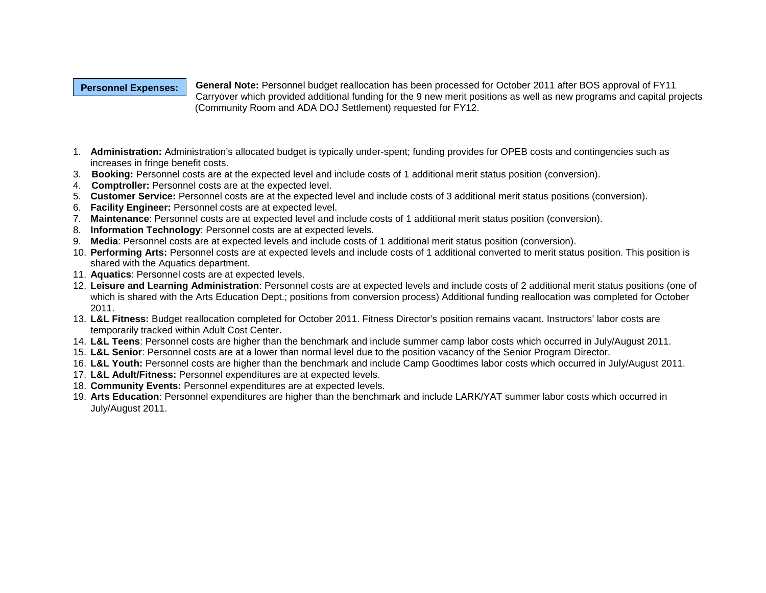**Personnel Expenses:**

**General Note:** Personnel budget reallocation has been processed for October 2011 after BOS approval of FY11 Carryover which provided additional funding for the 9 new merit positions as well as new programs and capital projects (Community Room and ADA DOJ Settlement) requested for FY12.

1. **Administration:** Administration's allocated budget is typically under-spent; funding provides for OPEB costs and contingencies such as increases in fringe benefit costs.
3. **Booking:** Personnel costs are at the expected level and include costs of 1 additional merit status position (conversion).
4. **Comptroller:** Personnel costs are at the expected level.
5. **Customer Service:** Personnel costs are at the expected level and include costs of 3 additional merit status positions (conversion).
6. **Facility Engineer:** Personnel costs are at expected level.
7. **Maintenance**: Personnel costs are at expected level and include costs of 1 additional merit status position (conversion).
8. **Information Technology**: Personnel costs are at expected levels.
9. **Media**: Personnel costs are at expected levels and include costs of 1 additional merit status position (conversion).
10. **Performing Arts:** Personnel costs are at expected levels and include costs of 1 additional converted to merit status position. This position is shared with the Aquatics department.
11. **Aquatics**: Personnel costs are at expected levels.
12. **Leisure and Learning Administration**: Personnel costs are at expected levels and include costs of 2 additional merit status positions (one of which is shared with the Arts Education Dept.; positions from conversion process) Additional funding reallocation was completed for October 2011.
13. **L&L Fitness:** Budget reallocation completed for October 2011. Fitness Director's position remains vacant. Instructors' labor costs are temporarily tracked within Adult Cost Center.
14. **L&L Teens**: Personnel costs are higher than the benchmark and include summer camp labor costs which occurred in July/August 2011.
15. **L&L Senior**: Personnel costs are at a lower than normal level due to the position vacancy of the Senior Program Director.
16. **L&L Youth:** Personnel costs are higher than the benchmark and include Camp Goodtimes labor costs which occurred in July/August 2011.
17. **L&L Adult/Fitness:** Personnel expenditures are at expected levels.
18. **Community Events:** Personnel expenditures are at expected levels.
19. **Arts Education**: Personnel expenditures are higher than the benchmark and include LARK/YAT summer labor costs which occurred in July/August 2011.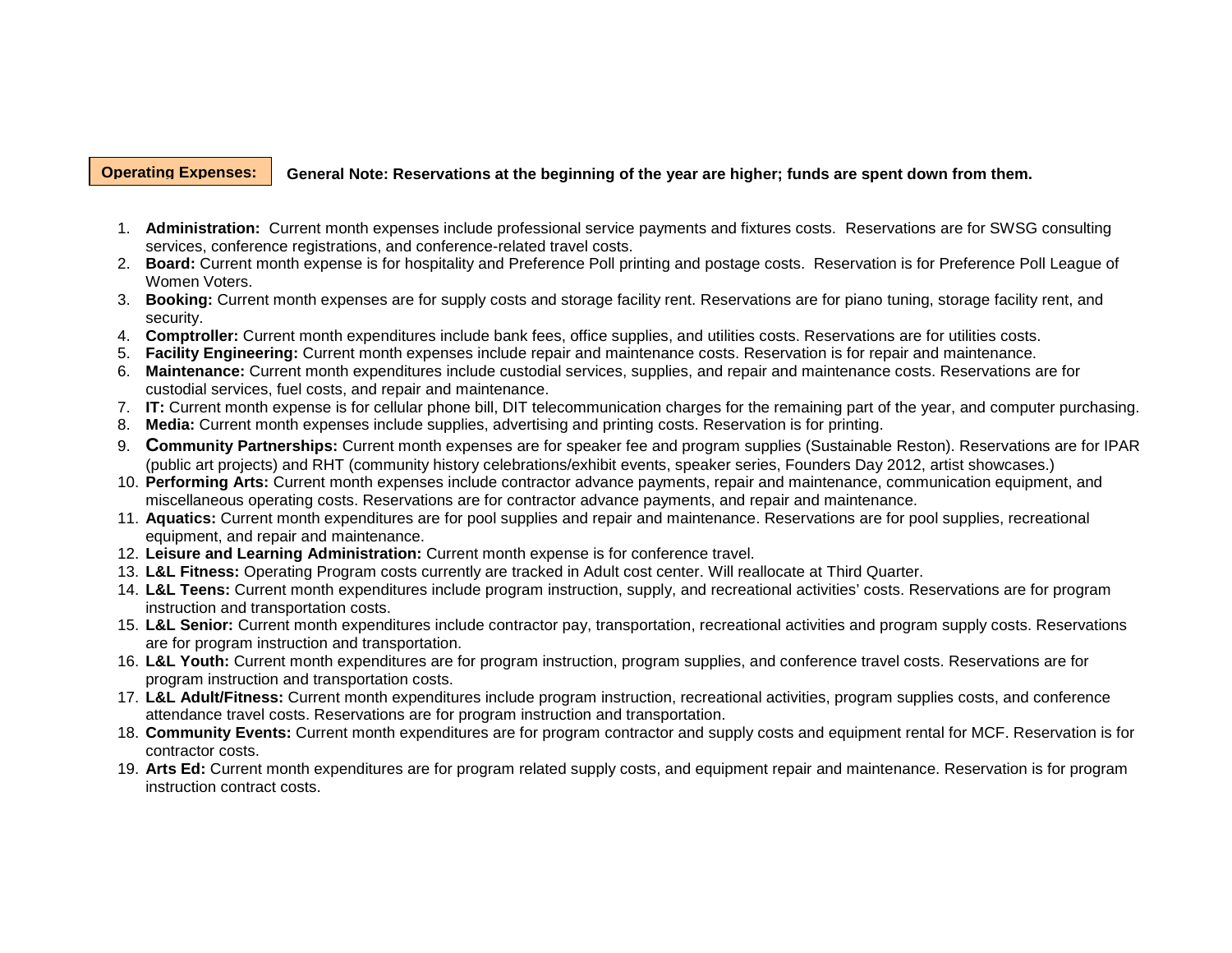**Operating Expenses:** **General Note: Reservations at the beginning of the year are higher; funds are spent down from them.**

1. **Administration:** Current month expenses include professional service payments and fixtures costs. Reservations are for SWSG consulting services, conference registrations, and conference-related travel costs.
2. **Board:** Current month expense is for hospitality and Preference Poll printing and postage costs. Reservation is for Preference Poll League of Women Voters.
3. **Booking:** Current month expenses are for supply costs and storage facility rent. Reservations are for piano tuning, storage facility rent, and security.
4. **Comptroller:** Current month expenditures include bank fees, office supplies, and utilities costs. Reservations are for utilities costs.
5. **Facility Engineering:** Current month expenses include repair and maintenance costs. Reservation is for repair and maintenance.
6. **Maintenance:** Current month expenditures include custodial services, supplies, and repair and maintenance costs. Reservations are for custodial services, fuel costs, and repair and maintenance.
7. **IT:** Current month expense is for cellular phone bill, DIT telecommunication charges for the remaining part of the year, and computer purchasing.
8. **Media:** Current month expenses include supplies, advertising and printing costs. Reservation is for printing.
9. **Community Partnerships:** Current month expenses are for speaker fee and program supplies (Sustainable Reston). Reservations are for IPAR (public art projects) and RHT (community history celebrations/exhibit events, speaker series, Founders Day 2012, artist showcases.)
10. **Performing Arts:** Current month expenses include contractor advance payments, repair and maintenance, communication equipment, and miscellaneous operating costs. Reservations are for contractor advance payments, and repair and maintenance.
11. **Aquatics:** Current month expenditures are for pool supplies and repair and maintenance. Reservations are for pool supplies, recreational equipment, and repair and maintenance.
12. **Leisure and Learning Administration:** Current month expense is for conference travel.
13. **L&L Fitness:** Operating Program costs currently are tracked in Adult cost center. Will reallocate at Third Quarter.
14. **L&L Teens:** Current month expenditures include program instruction, supply, and recreational activities' costs. Reservations are for program instruction and transportation costs.
15. **L&L Senior:** Current month expenditures include contractor pay, transportation, recreational activities and program supply costs. Reservations are for program instruction and transportation.
16. **L&L Youth:** Current month expenditures are for program instruction, program supplies, and conference travel costs. Reservations are for program instruction and transportation costs.
17. **L&L Adult/Fitness:** Current month expenditures include program instruction, recreational activities, program supplies costs, and conference attendance travel costs. Reservations are for program instruction and transportation.
18. **Community Events:** Current month expenditures are for program contractor and supply costs and equipment rental for MCF. Reservation is for contractor costs.
19. **Arts Ed:** Current month expenditures are for program related supply costs, and equipment repair and maintenance. Reservation is for program instruction contract costs.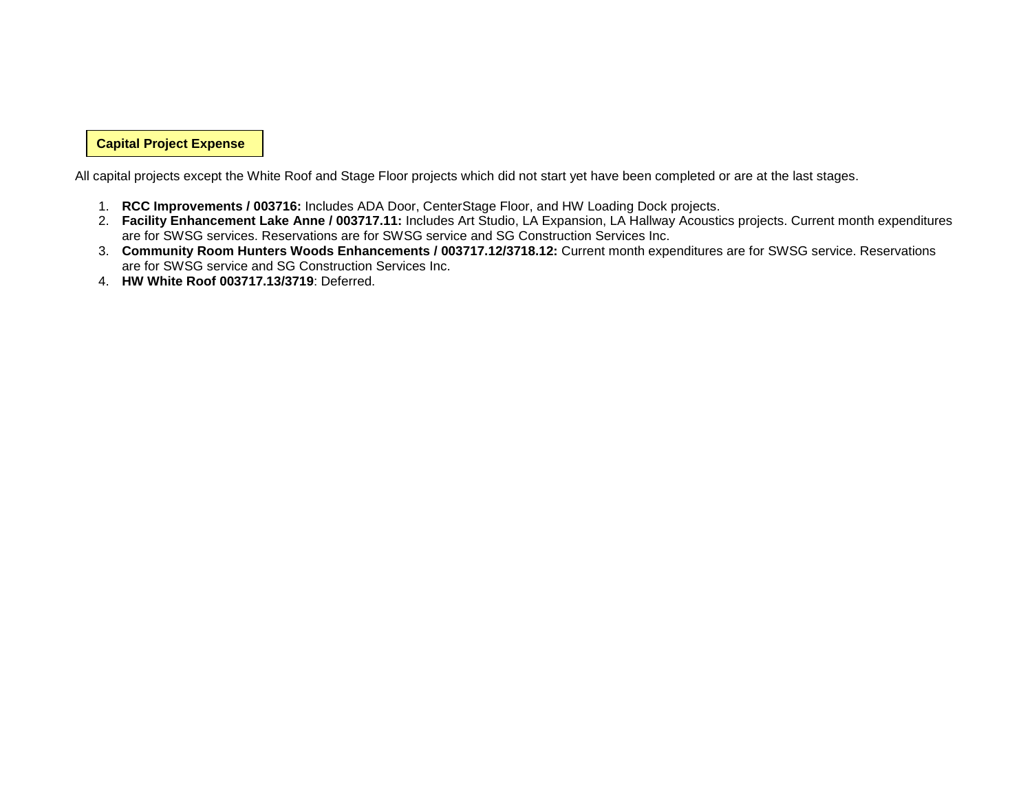## Capital Project Expense

All capital projects except the White Roof and Stage Floor projects which did not start yet have been completed or are at the last stages.

1. **RCC Improvements / 003716:** Includes ADA Door, CenterStage Floor, and HW Loading Dock projects.
2. **Facility Enhancement Lake Anne / 003717.11:** Includes Art Studio, LA Expansion, LA Hallway Acoustics projects. Current month expenditures are for SWSG services. Reservations are for SWSG service and SG Construction Services Inc.
3. **Community Room Hunters Woods Enhancements / 003717.12/3718.12:** Current month expenditures are for SWSG service. Reservations are for SWSG service and SG Construction Services Inc.
4. **HW White Roof 003717.13/3719**: Deferred.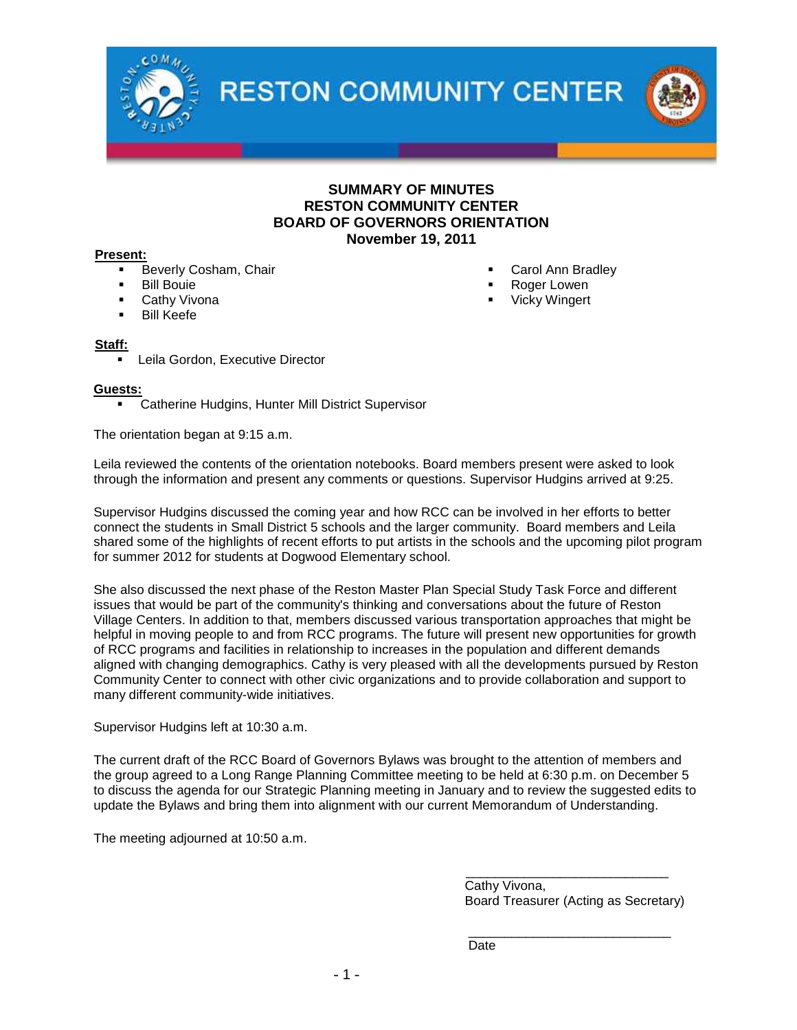# RESTON COMMUNITY CENTER

## SUMMARY OF MINUTES
## RESTON COMMUNITY CENTER
## BOARD OF GOVERNORS ORIENTATION
## November 19, 2011

**Present:**

- Beverly Cosham, Chair
- Bill Bouie
- Cathy Vivona
- Bill Keefe
- Carol Ann Bradley
- Roger Lowen
- Vicky Wingert

**Staff:**

- Leila Gordon, Executive Director

**Guests:**

- Catherine Hudgins, Hunter Mill District Supervisor

The orientation began at 9:15 a.m.

Leila reviewed the contents of the orientation notebooks. Board members present were asked to look through the information and present any comments or questions. Supervisor Hudgins arrived at 9:25.

Supervisor Hudgins discussed the coming year and how RCC can be involved in her efforts to better connect the students in Small District 5 schools and the larger community. Board members and Leila shared some of the highlights of recent efforts to put artists in the schools and the upcoming pilot program for summer 2012 for students at Dogwood Elementary school.

She also discussed the next phase of the Reston Master Plan Special Study Task Force and different issues that would be part of the community's thinking and conversations about the future of Reston Village Centers. In addition to that, members discussed various transportation approaches that might be helpful in moving people to and from RCC programs. The future will present new opportunities for growth of RCC programs and facilities in relationship to increases in the population and different demands aligned with changing demographics. Cathy is very pleased with all the developments pursued by Reston Community Center to connect with other civic organizations and to provide collaboration and support to many different community-wide initiatives.

Supervisor Hudgins left at 10:30 a.m.

The current draft of the RCC Board of Governors Bylaws was brought to the attention of members and the group agreed to a Long Range Planning Committee meeting to be held at 6:30 p.m. on December 5 to discuss the agenda for our Strategic Planning meeting in January and to review the suggested edits to update the Bylaws and bring them into alignment with our current Memorandum of Understanding.

The meeting adjourned at 10:50 a.m.

_____________________________
Cathy Vivona,
Board Treasurer (Acting as Secretary)

_____________________________
Date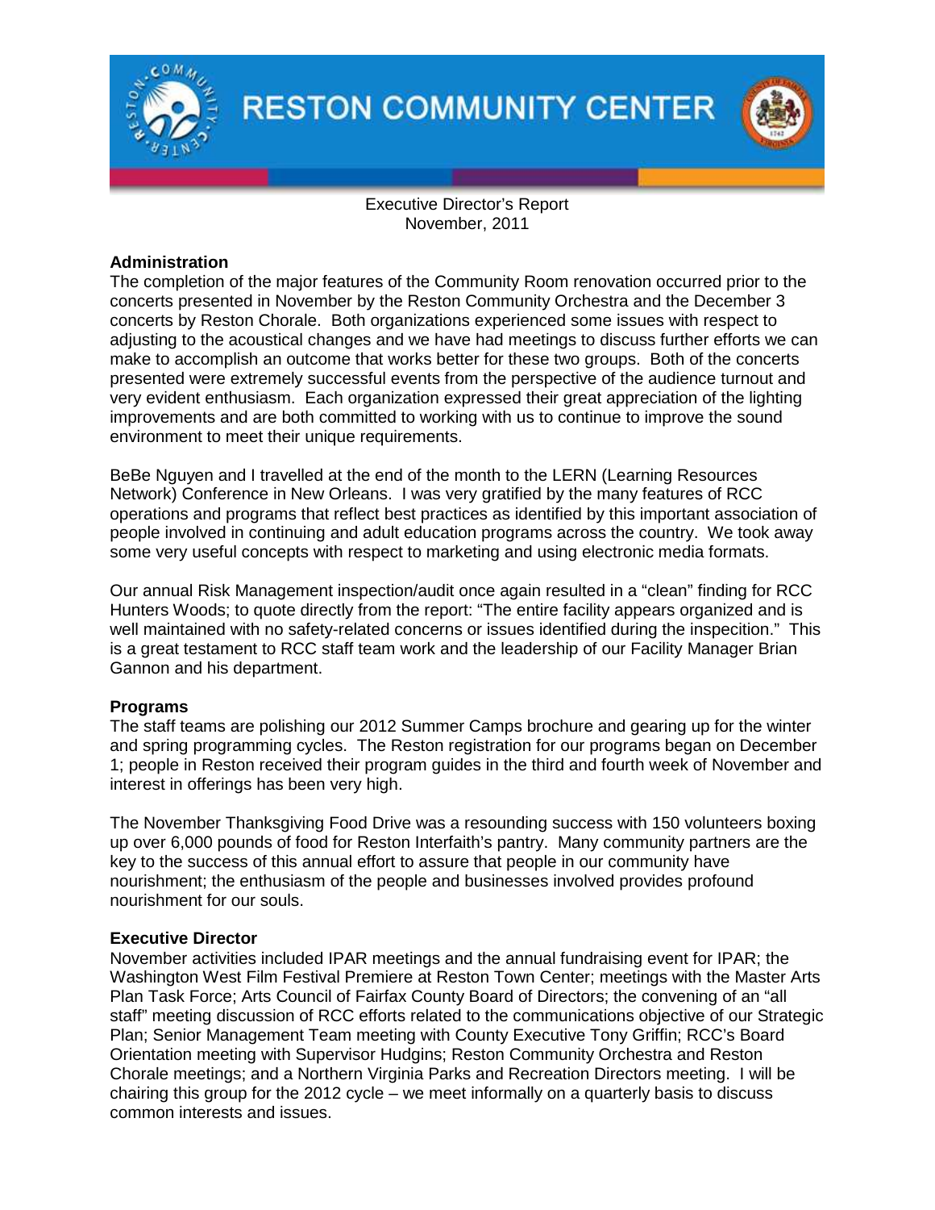# RESTON COMMUNITY CENTER

Executive Director's Report
November, 2011

**Administration**

The completion of the major features of the Community Room renovation occurred prior to the concerts presented in November by the Reston Community Orchestra and the December 3 concerts by Reston Chorale. Both organizations experienced some issues with respect to adjusting to the acoustical changes and we have had meetings to discuss further efforts we can make to accomplish an outcome that works better for these two groups. Both of the concerts presented were extremely successful events from the perspective of the audience turnout and very evident enthusiasm. Each organization expressed their great appreciation of the lighting improvements and are both committed to working with us to continue to improve the sound environment to meet their unique requirements.

BeBe Nguyen and I travelled at the end of the month to the LERN (Learning Resources Network) Conference in New Orleans. I was very gratified by the many features of RCC operations and programs that reflect best practices as identified by this important association of people involved in continuing and adult education programs across the country. We took away some very useful concepts with respect to marketing and using electronic media formats.

Our annual Risk Management inspection/audit once again resulted in a "clean" finding for RCC Hunters Woods; to quote directly from the report: "The entire facility appears organized and is well maintained with no safety-related concerns or issues identified during the inspecition." This is a great testament to RCC staff team work and the leadership of our Facility Manager Brian Gannon and his department.

**Programs**

The staff teams are polishing our 2012 Summer Camps brochure and gearing up for the winter and spring programming cycles. The Reston registration for our programs began on December 1; people in Reston received their program guides in the third and fourth week of November and interest in offerings has been very high.

The November Thanksgiving Food Drive was a resounding success with 150 volunteers boxing up over 6,000 pounds of food for Reston Interfaith's pantry. Many community partners are the key to the success of this annual effort to assure that people in our community have nourishment; the enthusiasm of the people and businesses involved provides profound nourishment for our souls.

**Executive Director**

November activities included IPAR meetings and the annual fundraising event for IPAR; the Washington West Film Festival Premiere at Reston Town Center; meetings with the Master Arts Plan Task Force; Arts Council of Fairfax County Board of Directors; the convening of an "all staff" meeting discussion of RCC efforts related to the communications objective of our Strategic Plan; Senior Management Team meeting with County Executive Tony Griffin; RCC's Board Orientation meeting with Supervisor Hudgins; Reston Community Orchestra and Reston Chorale meetings; and a Northern Virginia Parks and Recreation Directors meeting. I will be chairing this group for the 2012 cycle – we meet informally on a quarterly basis to discuss common interests and issues.